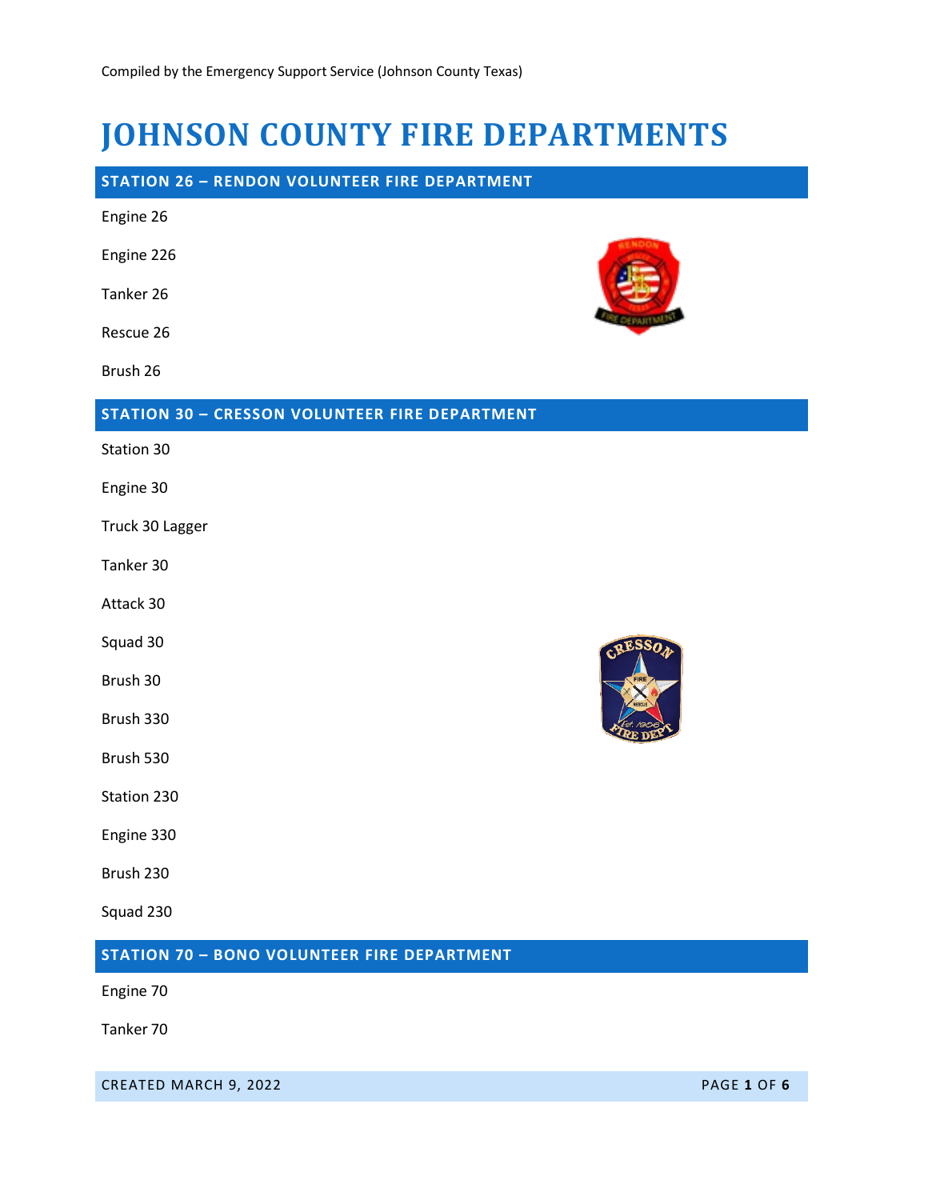Compiled by the Emergency Support Service (Johnson County Texas)

# JOHNSON COUNTY FIRE DEPARTMENTS

## STATION 26 – RENDON VOLUNTEER FIRE DEPARTMENT

Engine 26

Engine 226

Tanker 26

Rescue 26

Brush 26

## STATION 30 – CRESSON VOLUNTEER FIRE DEPARTMENT

Station 30

Engine 30

Truck 30 Lagger

Tanker 30

Attack 30

Squad 30

Brush 30

Brush 330

Brush 530

Station 230

Engine 330

Brush 230

Squad 230

## STATION 70 – BONO VOLUNTEER FIRE DEPARTMENT

Engine 70

Tanker 70

CREATED MARCH 9, 2022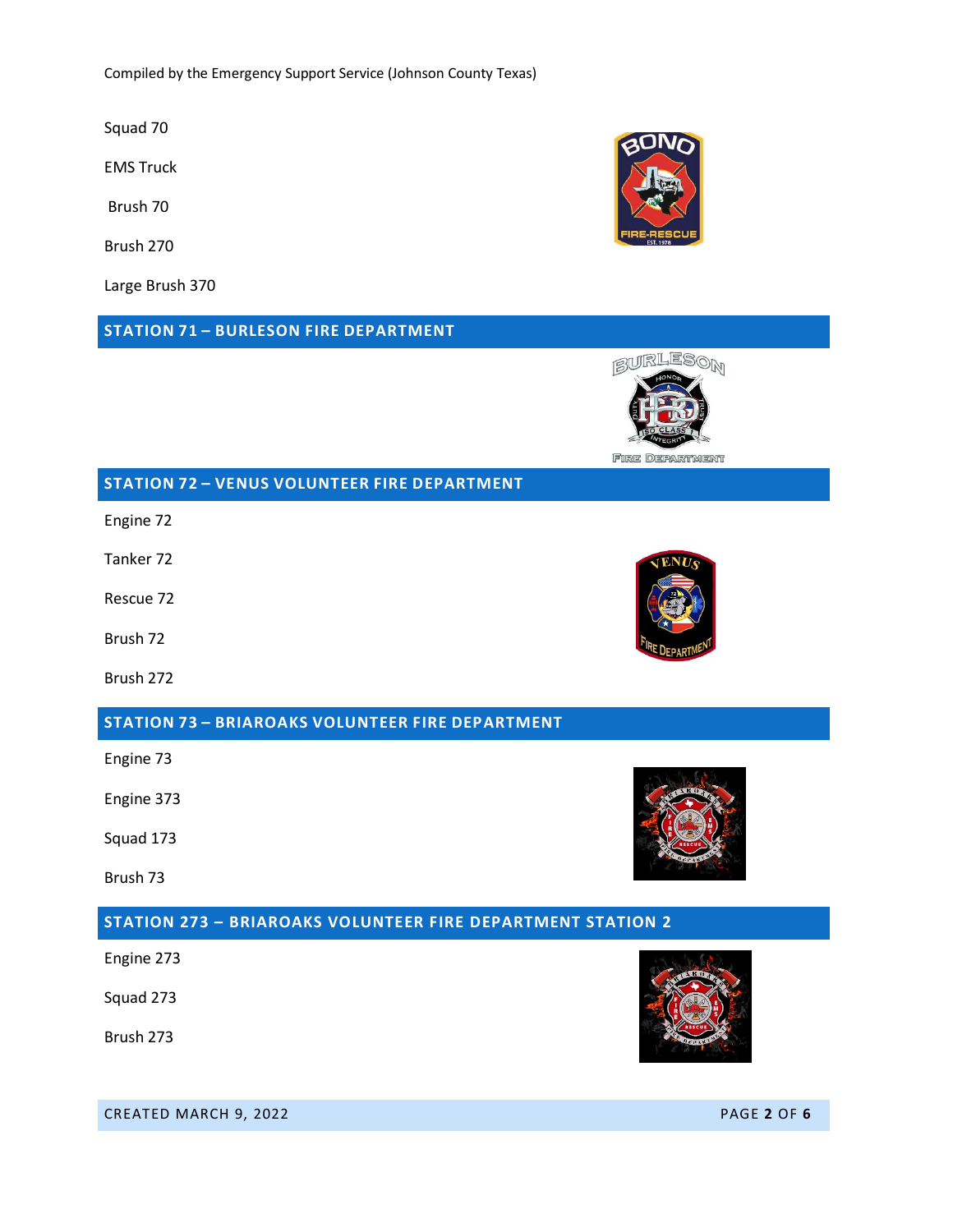Squad 70

EMS Truck

Brush 70

Brush 270

Large Brush 370

## STATION 71 – BURLESON FIRE DEPARTMENT

## STATION 72 – VENUS VOLUNTEER FIRE DEPARTMENT

Engine 72

Tanker 72

Rescue 72

Brush 72

Brush 272

## STATION 73 – BRIAROAKS VOLUNTEER FIRE DEPARTMENT

Engine 73

Engine 373

Squad 173

Brush 73

## STATION 273 – BRIAROAKS VOLUNTEER FIRE DEPARTMENT STATION 2

Engine 273

Squad 273

Brush 273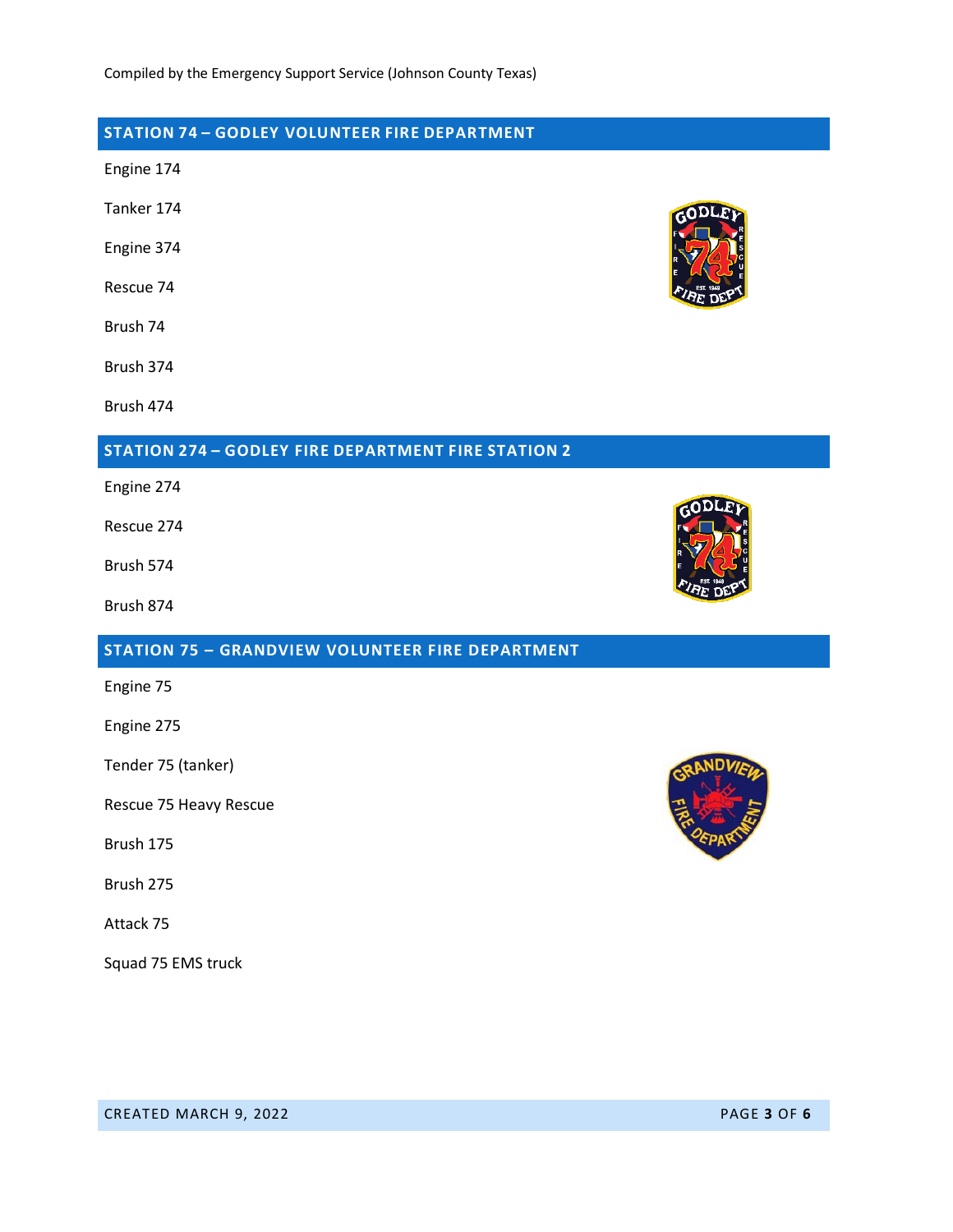Compiled by the Emergency Support Service (Johnson County Texas)

## STATION 74 – GODLEY VOLUNTEER FIRE DEPARTMENT

Engine 174

Tanker 174

Engine 374

Rescue 74

Brush 74

Brush 374

Brush 474

## STATION 274 – GODLEY FIRE DEPARTMENT FIRE STATION 2

Engine 274

Rescue 274

Brush 574

Brush 874

## STATION 75 – GRANDVIEW VOLUNTEER FIRE DEPARTMENT

Engine 75

Engine 275

Tender 75 (tanker)

Rescue 75 Heavy Rescue

Brush 175

Brush 275

Attack 75

Squad 75 EMS truck

CREATED MARCH 9, 2022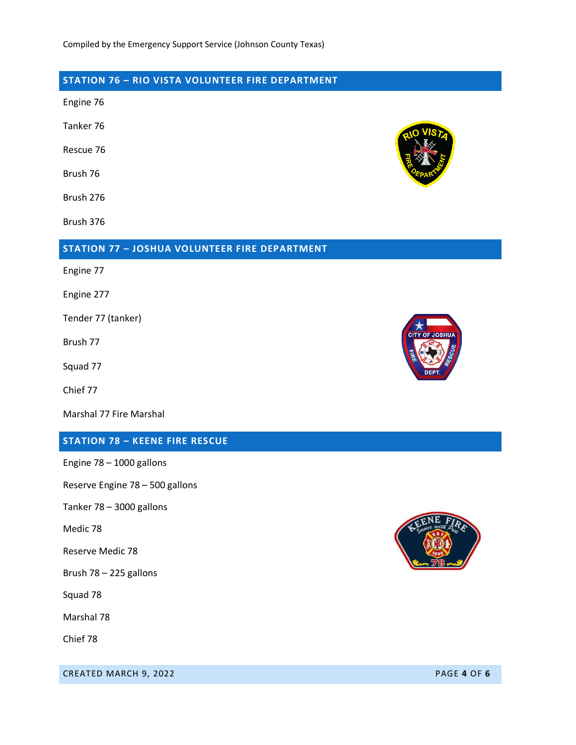## STATION 76 – RIO VISTA VOLUNTEER FIRE DEPARTMENT

Engine 76

Tanker 76

Rescue 76

Brush 76

Brush 276

Brush 376

## STATION 77 – JOSHUA VOLUNTEER FIRE DEPARTMENT

Engine 77

Engine 277

Tender 77 (tanker)

Brush 77

Squad 77

Chief 77

Marshal 77 Fire Marshal

## STATION 78 – KEENE FIRE RESCUE

Engine 78 – 1000 gallons

Reserve Engine 78 – 500 gallons

Tanker 78 – 3000 gallons

Medic 78

Reserve Medic 78

Brush 78 – 225 gallons

Squad 78

Marshal 78

Chief 78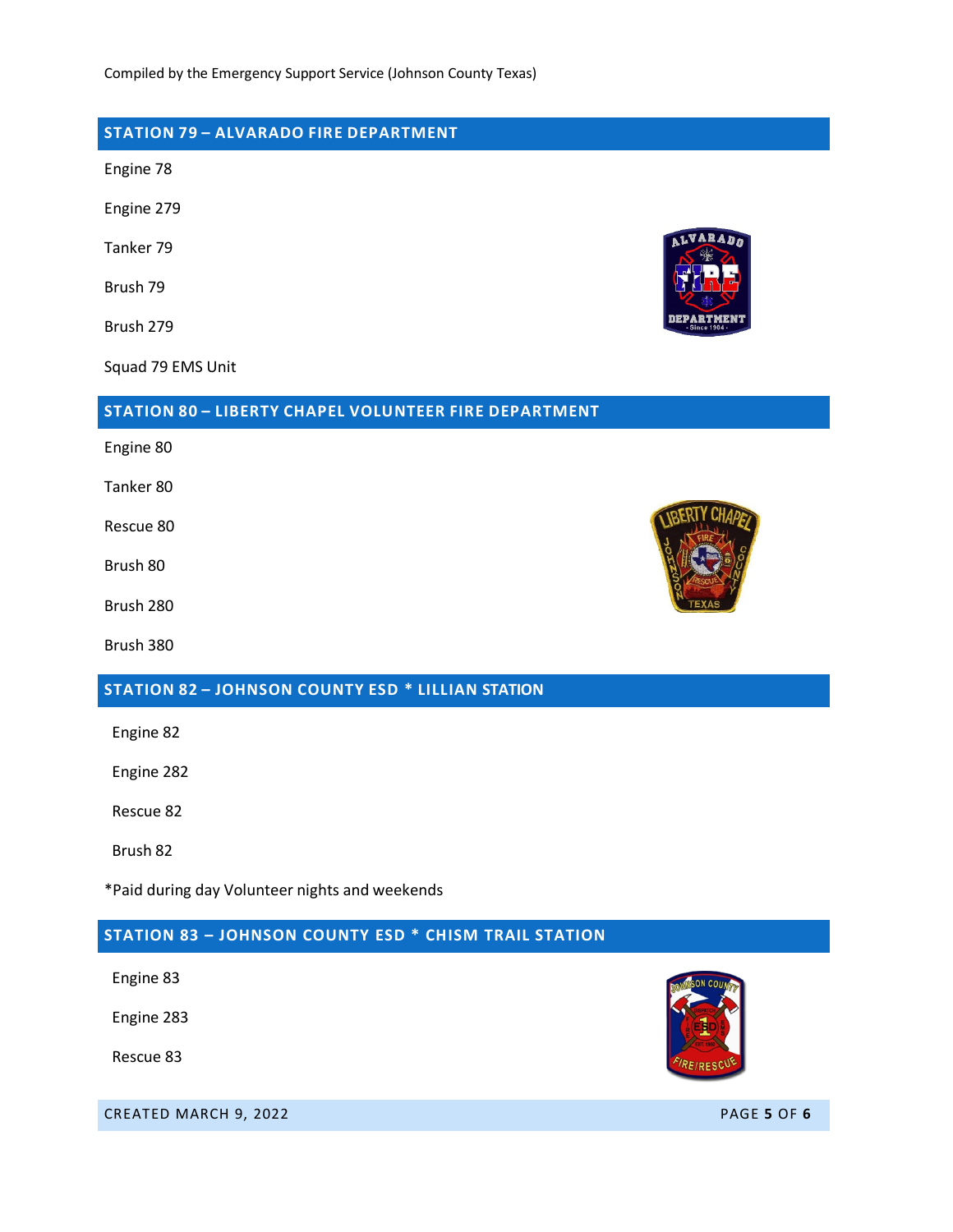## STATION 79 – ALVARADO FIRE DEPARTMENT

Engine 78

Engine 279

Tanker 79

Brush 79

Brush 279

Squad 79 EMS Unit

## STATION 80 – LIBERTY CHAPEL VOLUNTEER FIRE DEPARTMENT

Engine 80

Tanker 80

Rescue 80

Brush 80

Brush 280

Brush 380

## STATION 82 – JOHNSON COUNTY ESD * LILLIAN STATION

Engine 82

Engine 282

Rescue 82

Brush 82

*Paid during day Volunteer nights and weekends

## STATION 83 – JOHNSON COUNTY ESD * CHISM TRAIL STATION

Engine 83

Engine 283

Rescue 83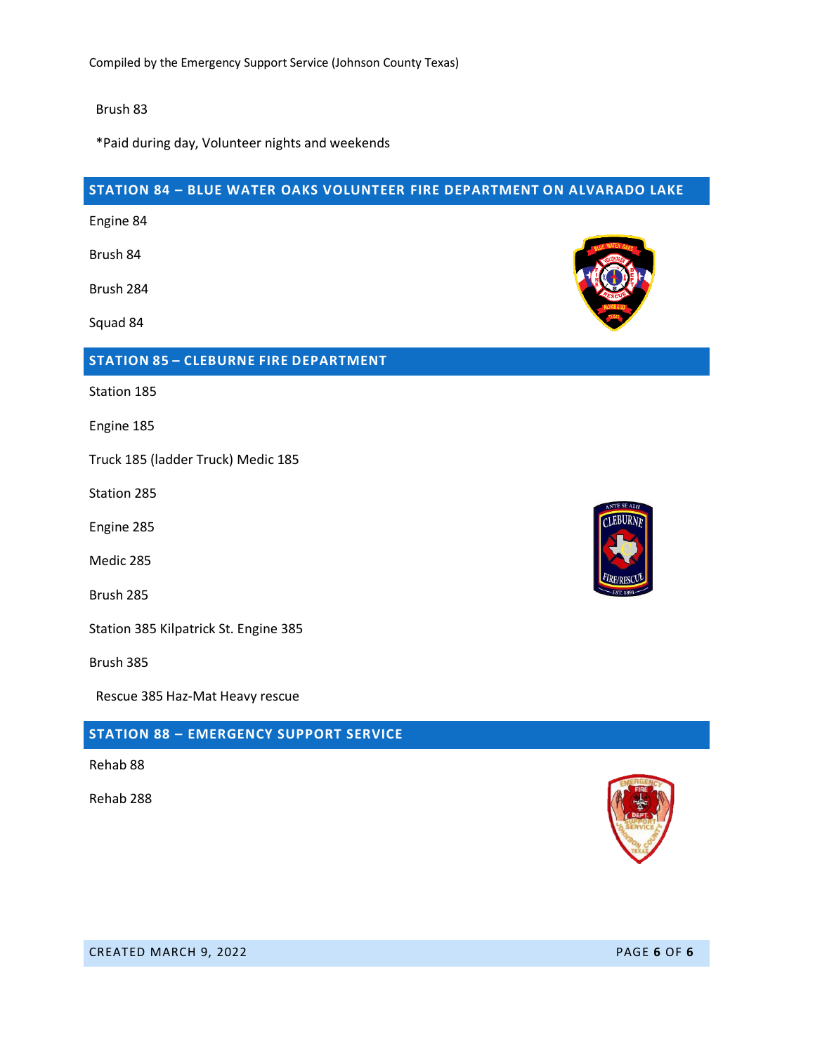Brush 83

*Paid during day, Volunteer nights and weekends

## STATION 84 – BLUE WATER OAKS VOLUNTEER FIRE DEPARTMENT ON ALVARADO LAKE

Engine 84

Brush 84

Brush 284

Squad 84

## STATION 85 – CLEBURNE FIRE DEPARTMENT

Station 185

Engine 185

Truck 185 (ladder Truck) Medic 185

Station 285

Engine 285

Medic 285

Brush 285

Station 385 Kilpatrick St. Engine 385

Brush 385

Rescue 385 Haz-Mat Heavy rescue

## STATION 88 – EMERGENCY SUPPORT SERVICE

Rehab 88

Rehab 288